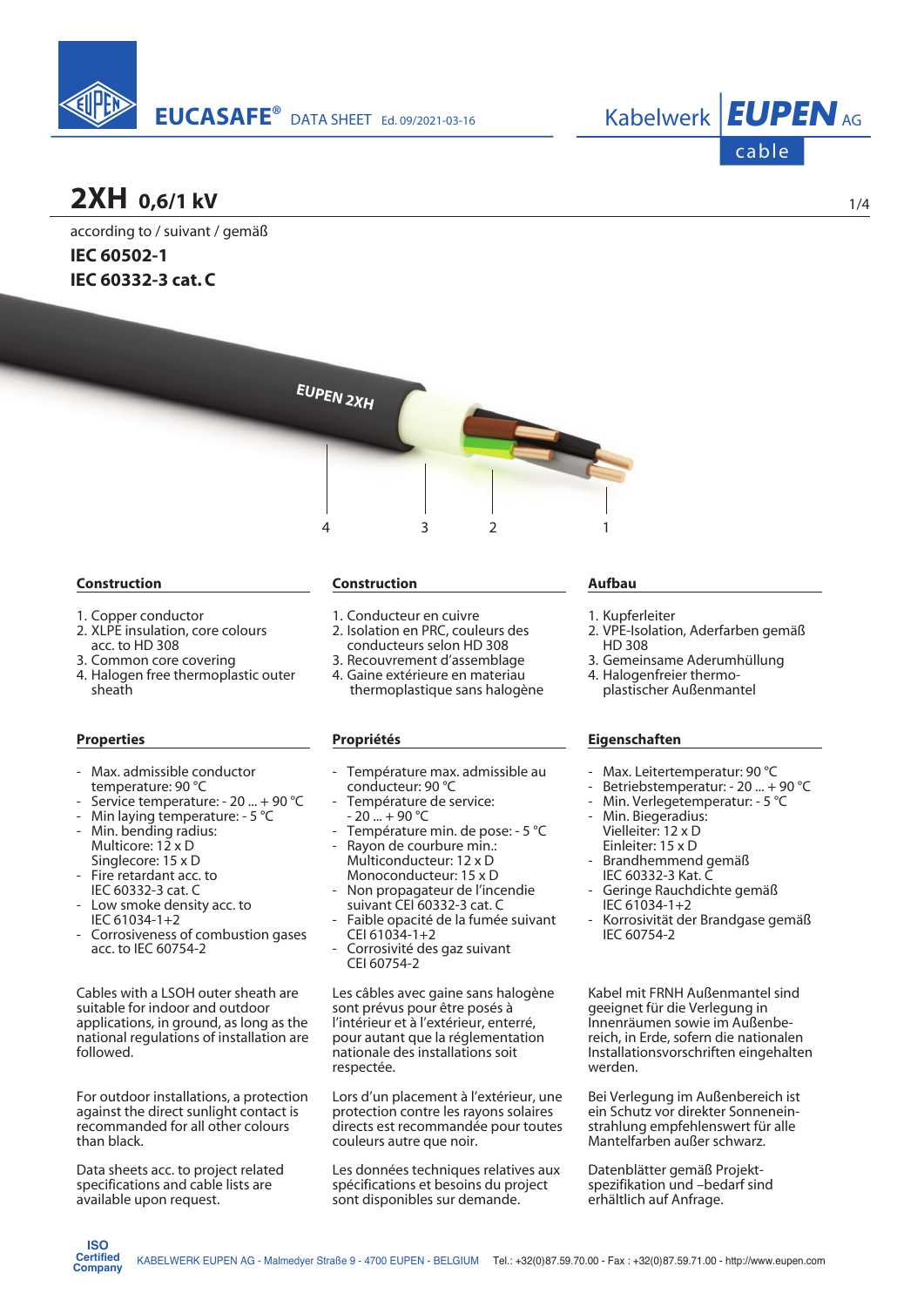EUCASAFE® DATA SHEET Ed. 09/2021-03-16

Kabelwerk EUPEN AG cable

# 2XH 0,6/1 kV

according to / suivant / gemäß

**IEC 60502-1**

**IEC 60332-3 cat. C**

EUPEN 2XH

4 3 2 1

## Construction

1. Copper conductor
2. XLPE insulation, core colours acc. to HD 308
3. Common core covering
4. Halogen free thermoplastic outer sheath

## Properties

- Max. admissible conductor temperature: 90 °C
- Service temperature: - 20 ... + 90 °C
- Min laying temperature: - 5 °C
- Min. bending radius: Multicore: 12 x D Singlecore: 15 x D
- Fire retardant acc. to IEC 60332-3 cat. C
- Low smoke density acc. to IEC 61034-1+2
- Corrosiveness of combustion gases acc. to IEC 60754-2

Cables with a LSOH outer sheath are suitable for indoor and outdoor applications, in ground, as long as the national regulations of installation are followed.

For outdoor installations, a protection against the direct sunlight contact is recommanded for all other colours than black.

Data sheets acc. to project related specifications and cable lists are available upon request.

## Construction

1. Conducteur en cuivre
2. Isolation en PRC, couleurs des conducteurs selon HD 308
3. Recouvrement d'assemblage
4. Gaine extérieure en materiau thermoplastique sans halogène

## Propriétés

- Température max. admissible au conducteur: 90 °C
- Température de service: - 20 ... + 90 °C
- Température min. de pose: - 5 °C
- Rayon de courbure min.: Multiconducteur: 12 x D Monoconducteur: 15 x D
- Non propagateur de l'incendie suivant CEI 60332-3 cat. C
- Faible opacité de la fumée suivant CEI 61034-1+2
- Corrosivité des gaz suivant CEI 60754-2

Les câbles avec gaine sans halogène sont prévus pour être posés à l'intérieur et à l'extérieur, enterré, pour autant que la réglementation nationale des installations soit respectée.

Lors d'un placement à l'extérieur, une protection contre les rayons solaires directs est recommandée pour toutes couleurs autre que noir.

Les données techniques relatives aux spécifications et besoins du project sont disponibles sur demande.

## Aufbau

1. Kupferleiter
2. VPE-Isolation, Aderfarben gemäß HD 308
3. Gemeinsame Aderumhüllung
4. Halogenfreier thermoplastischer Außenmantel

## Eigenschaften

- Max. Leitertemperatur: 90 °C
- Betriebstemperatur: - 20 ... + 90 °C
- Min. Verlegetemperatur: - 5 °C
- Min. Biegeradius: Vielleiter: 12 x D Einleiter: 15 x D
- Brandhemmend gemäß IEC 60332-3 Kat. C
- Geringe Rauchdichte gemäß IEC 61034-1+2
- Korrosivität der Brandgase gemäß IEC 60754-2

Kabel mit FRNH Außenmantel sind geeignet für die Verlegung in Innenräumen sowie im Außenbereich, in Erde, sofern die nationalen Installationsvorschriften eingehalten werden.

Bei Verlegung im Außenbereich ist ein Schutz vor direkter Sonneneinstrahlung empfehlenswert für alle Mantelfarben außer schwarz.

Datenblätter gemäß Projektspezifikation und –bedarf sind erhältlich auf Anfrage.

ISO Certified Company

KABELWERK EUPEN AG - Malmedyer Straße 9 - 4700 EUPEN - BELGIUM Tel.: +32(0)87.59.70.00 - Fax : +32(0)87.59.71.00 - http://www.eupen.com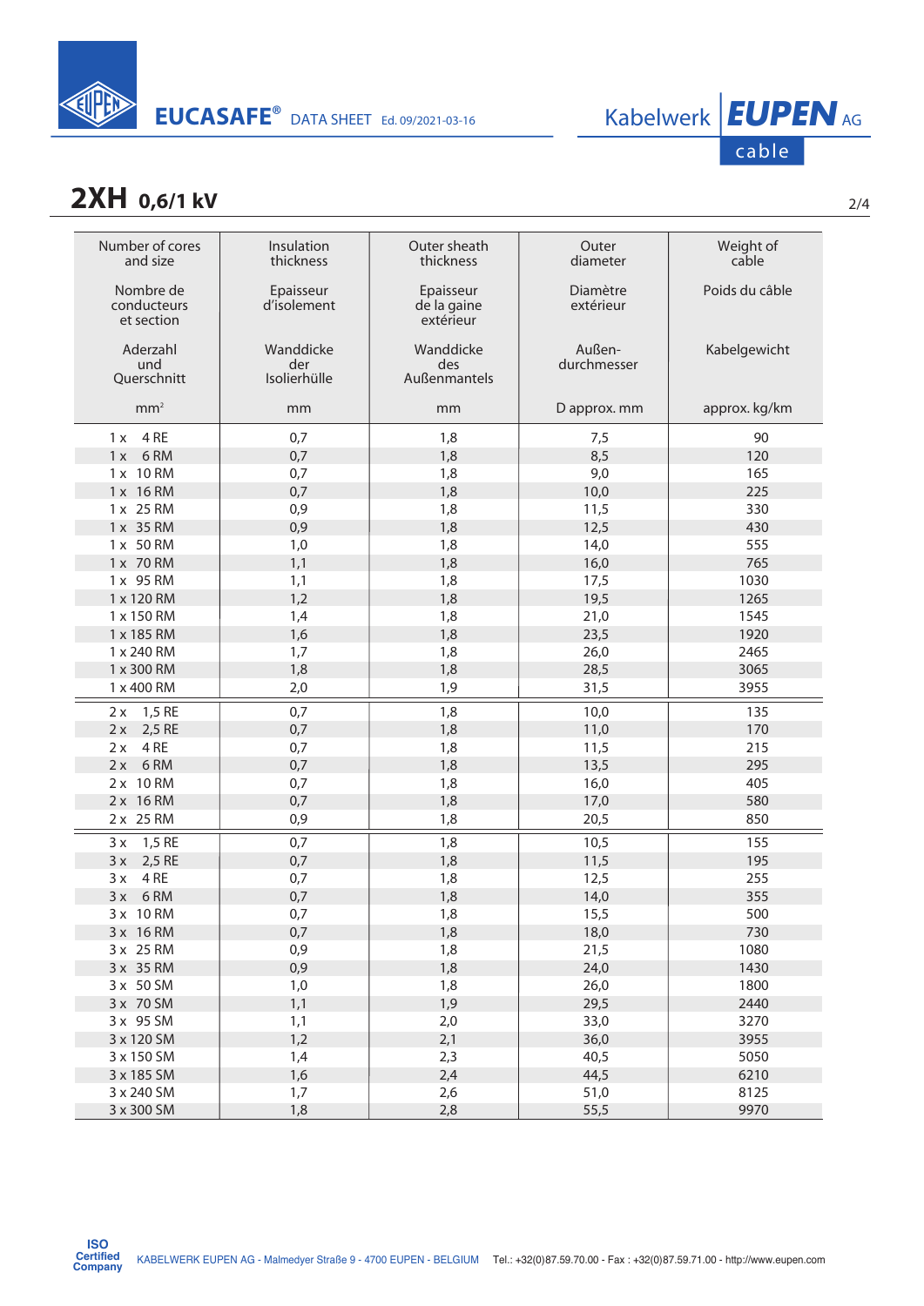# 2XH 0,6/1 kV

| Number of cores and size<br>Nombre de conducteurs et section<br>Aderzahl und Querschnitt<br>mm² | Insulation thickness<br>Epaisseur d'isolement<br>Wanddicke der Isolierhülle<br>mm | Outer sheath thickness<br>Epaisseur de la gaine extérieur<br>Wanddicke des Außenmantels<br>mm | Outer diameter<br>Diamètre extérieur<br>Außen-durchmesser<br>D approx. mm | Weight of cable<br>Poids du câble<br>Kabelgewicht<br>approx. kg/km |
|---|---|---|---|---|
| 1 x 4 RE | 0,7 | 1,8 | 7,5 | 90 |
| 1 x 6 RM | 0,7 | 1,8 | 8,5 | 120 |
| 1 x 10 RM | 0,7 | 1,8 | 9,0 | 165 |
| 1 x 16 RM | 0,7 | 1,8 | 10,0 | 225 |
| 1 x 25 RM | 0,9 | 1,8 | 11,5 | 330 |
| 1 x 35 RM | 0,9 | 1,8 | 12,5 | 430 |
| 1 x 50 RM | 1,0 | 1,8 | 14,0 | 555 |
| 1 x 70 RM | 1,1 | 1,8 | 16,0 | 765 |
| 1 x 95 RM | 1,1 | 1,8 | 17,5 | 1030 |
| 1 x 120 RM | 1,2 | 1,8 | 19,5 | 1265 |
| 1 x 150 RM | 1,4 | 1,8 | 21,0 | 1545 |
| 1 x 185 RM | 1,6 | 1,8 | 23,5 | 1920 |
| 1 x 240 RM | 1,7 | 1,8 | 26,0 | 2465 |
| 1 x 300 RM | 1,8 | 1,8 | 28,5 | 3065 |
| 1 x 400 RM | 2,0 | 1,9 | 31,5 | 3955 |
| 2 x 1,5 RE | 0,7 | 1,8 | 10,0 | 135 |
| 2 x 2,5 RE | 0,7 | 1,8 | 11,0 | 170 |
| 2 x 4 RE | 0,7 | 1,8 | 11,5 | 215 |
| 2 x 6 RM | 0,7 | 1,8 | 13,5 | 295 |
| 2 x 10 RM | 0,7 | 1,8 | 16,0 | 405 |
| 2 x 16 RM | 0,7 | 1,8 | 17,0 | 580 |
| 2 x 25 RM | 0,9 | 1,8 | 20,5 | 850 |
| 3 x 1,5 RE | 0,7 | 1,8 | 10,5 | 155 |
| 3 x 2,5 RE | 0,7 | 1,8 | 11,5 | 195 |
| 3 x 4 RE | 0,7 | 1,8 | 12,5 | 255 |
| 3 x 6 RM | 0,7 | 1,8 | 14,0 | 355 |
| 3 x 10 RM | 0,7 | 1,8 | 15,5 | 500 |
| 3 x 16 RM | 0,7 | 1,8 | 18,0 | 730 |
| 3 x 25 RM | 0,9 | 1,8 | 21,5 | 1080 |
| 3 x 35 RM | 0,9 | 1,8 | 24,0 | 1430 |
| 3 x 50 SM | 1,0 | 1,8 | 26,0 | 1800 |
| 3 x 70 SM | 1,1 | 1,9 | 29,5 | 2440 |
| 3 x 95 SM | 1,1 | 2,0 | 33,0 | 3270 |
| 3 x 120 SM | 1,2 | 2,1 | 36,0 | 3955 |
| 3 x 150 SM | 1,4 | 2,3 | 40,5 | 5050 |
| 3 x 185 SM | 1,6 | 2,4 | 44,5 | 6210 |
| 3 x 240 SM | 1,7 | 2,6 | 51,0 | 8125 |
| 3 x 300 SM | 1,8 | 2,8 | 55,5 | 9970 |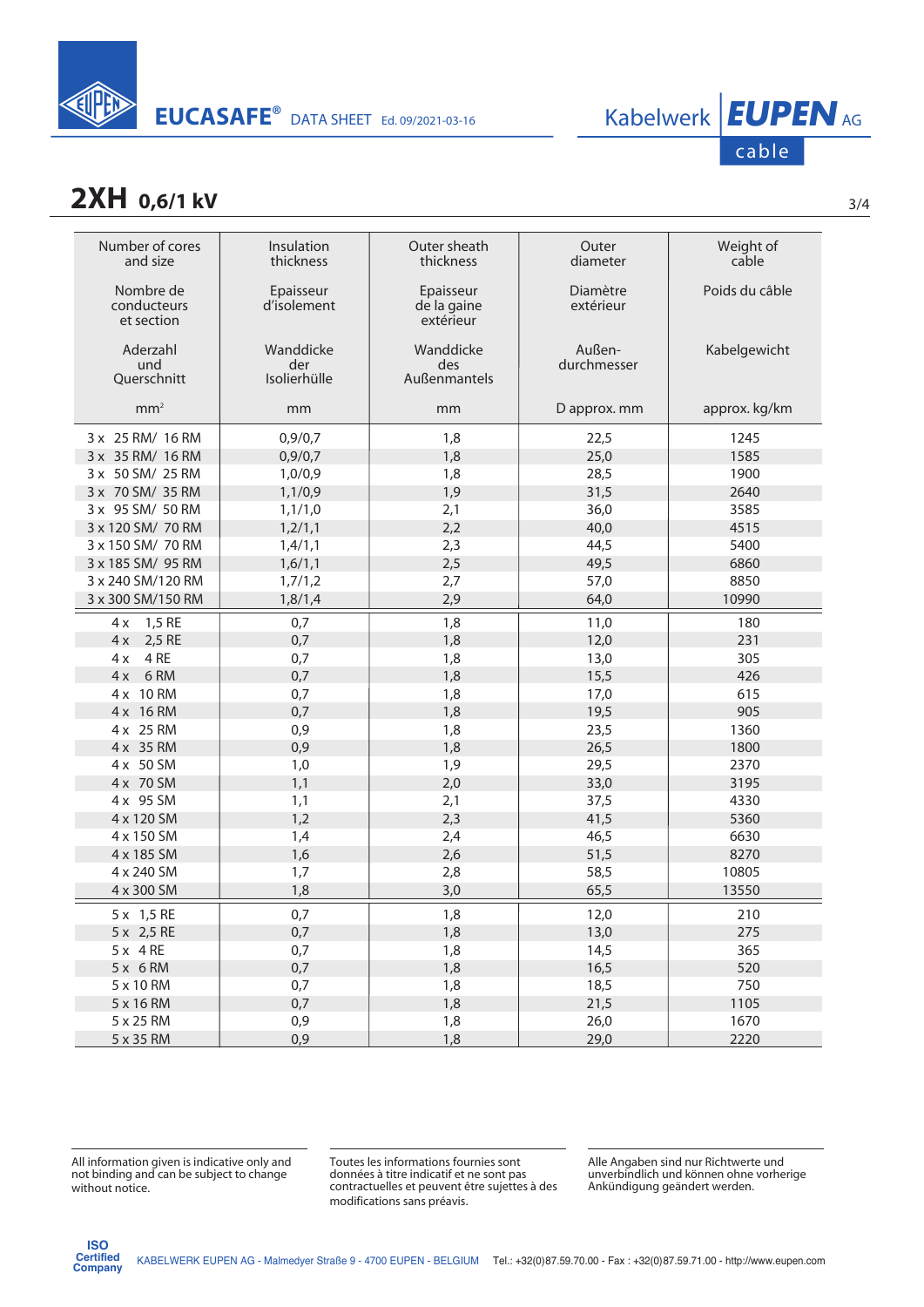## 2XH 0,6/1 kV

| Number of cores and size<br>Nombre de conducteurs et section<br>Aderzahl und Querschnitt<br>mm² | Insulation thickness<br>Epaisseur d'isolement<br>Wanddicke der Isolierhülle<br>mm | Outer sheath thickness<br>Epaisseur de la gaine extérieur<br>Wanddicke des Außenmantels<br>mm | Outer diameter<br>Diamètre extérieur<br>Außen-durchmesser<br>D approx. mm | Weight of cable<br>Poids du câble<br>Kabelgewicht<br>approx. kg/km |
|---|---|---|---|---|
| 3 x 25 RM/ 16 RM | 0,9/0,7 | 1,8 | 22,5 | 1245 |
| 3 x 35 RM/ 16 RM | 0,9/0,7 | 1,8 | 25,0 | 1585 |
| 3 x 50 SM/ 25 RM | 1,0/0,9 | 1,8 | 28,5 | 1900 |
| 3 x 70 SM/ 35 RM | 1,1/0,9 | 1,9 | 31,5 | 2640 |
| 3 x 95 SM/ 50 RM | 1,1/1,0 | 2,1 | 36,0 | 3585 |
| 3 x 120 SM/ 70 RM | 1,2/1,1 | 2,2 | 40,0 | 4515 |
| 3 x 150 SM/ 70 RM | 1,4/1,1 | 2,3 | 44,5 | 5400 |
| 3 x 185 SM/ 95 RM | 1,6/1,1 | 2,5 | 49,5 | 6860 |
| 3 x 240 SM/120 RM | 1,7/1,2 | 2,7 | 57,0 | 8850 |
| 3 x 300 SM/150 RM | 1,8/1,4 | 2,9 | 64,0 | 10990 |
| 4 x 1,5 RE | 0,7 | 1,8 | 11,0 | 180 |
| 4 x 2,5 RE | 0,7 | 1,8 | 12,0 | 231 |
| 4 x 4 RE | 0,7 | 1,8 | 13,0 | 305 |
| 4 x 6 RM | 0,7 | 1,8 | 15,5 | 426 |
| 4 x 10 RM | 0,7 | 1,8 | 17,0 | 615 |
| 4 x 16 RM | 0,7 | 1,8 | 19,5 | 905 |
| 4 x 25 RM | 0,9 | 1,8 | 23,5 | 1360 |
| 4 x 35 RM | 0,9 | 1,8 | 26,5 | 1800 |
| 4 x 50 SM | 1,0 | 1,9 | 29,5 | 2370 |
| 4 x 70 SM | 1,1 | 2,0 | 33,0 | 3195 |
| 4 x 95 SM | 1,1 | 2,1 | 37,5 | 4330 |
| 4 x 120 SM | 1,2 | 2,3 | 41,5 | 5360 |
| 4 x 150 SM | 1,4 | 2,4 | 46,5 | 6630 |
| 4 x 185 SM | 1,6 | 2,6 | 51,5 | 8270 |
| 4 x 240 SM | 1,7 | 2,8 | 58,5 | 10805 |
| 4 x 300 SM | 1,8 | 3,0 | 65,5 | 13550 |
| 5 x 1,5 RE | 0,7 | 1,8 | 12,0 | 210 |
| 5 x 2,5 RE | 0,7 | 1,8 | 13,0 | 275 |
| 5 x 4 RE | 0,7 | 1,8 | 14,5 | 365 |
| 5 x 6 RM | 0,7 | 1,8 | 16,5 | 520 |
| 5 x 10 RM | 0,7 | 1,8 | 18,5 | 750 |
| 5 x 16 RM | 0,7 | 1,8 | 21,5 | 1105 |
| 5 x 25 RM | 0,9 | 1,8 | 26,0 | 1670 |
| 5 x 35 RM | 0,9 | 1,8 | 29,0 | 2220 |

All information given is indicative only and not binding and can be subject to change without notice.

Toutes les informations fournies sont données à titre indicatif et ne sont pas contractuelles et peuvent être sujettes à des modifications sans préavis.

Alle Angaben sind nur Richtwerte und unverbindlich und können ohne vorherige Ankündigung geändert werden.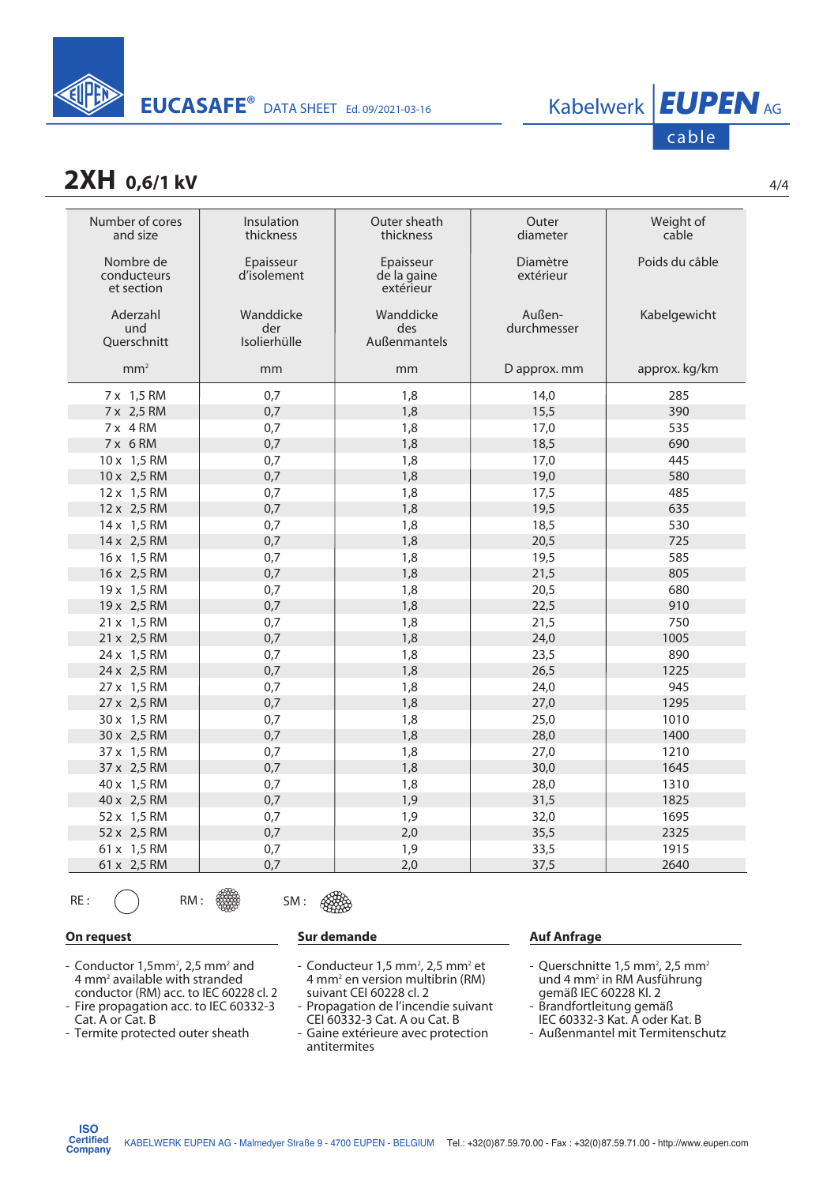# 2XH 0,6/1 kV

| Number of cores and size<br>Nombre de conducteurs et section<br>Aderzahl und Querschnitt<br>mm² | Insulation thickness<br>Epaisseur d'isolement<br>Wanddicke der Isolierhülle<br>mm | Outer sheath thickness<br>Epaisseur de la gaine extérieur<br>Wanddicke des Außenmantels<br>mm | Outer diameter<br>Diamètre extérieur<br>Außen-durchmesser<br>D approx. mm | Weight of cable<br>Poids du câble<br>Kabelgewicht<br>approx. kg/km |
|---|---|---|---|---|
| 7 x 1,5 RM | 0,7 | 1,8 | 14,0 | 285 |
| 7 x 2,5 RM | 0,7 | 1,8 | 15,5 | 390 |
| 7 x 4 RM | 0,7 | 1,8 | 17,0 | 535 |
| 7 x 6 RM | 0,7 | 1,8 | 18,5 | 690 |
| 10 x 1,5 RM | 0,7 | 1,8 | 17,0 | 445 |
| 10 x 2,5 RM | 0,7 | 1,8 | 19,0 | 580 |
| 12 x 1,5 RM | 0,7 | 1,8 | 17,5 | 485 |
| 12 x 2,5 RM | 0,7 | 1,8 | 19,5 | 635 |
| 14 x 1,5 RM | 0,7 | 1,8 | 18,5 | 530 |
| 14 x 2,5 RM | 0,7 | 1,8 | 20,5 | 725 |
| 16 x 1,5 RM | 0,7 | 1,8 | 19,5 | 585 |
| 16 x 2,5 RM | 0,7 | 1,8 | 21,5 | 805 |
| 19 x 1,5 RM | 0,7 | 1,8 | 20,5 | 680 |
| 19 x 2,5 RM | 0,7 | 1,8 | 22,5 | 910 |
| 21 x 1,5 RM | 0,7 | 1,8 | 21,5 | 750 |
| 21 x 2,5 RM | 0,7 | 1,8 | 24,0 | 1005 |
| 24 x 1,5 RM | 0,7 | 1,8 | 23,5 | 890 |
| 24 x 2,5 RM | 0,7 | 1,8 | 26,5 | 1225 |
| 27 x 1,5 RM | 0,7 | 1,8 | 24,0 | 945 |
| 27 x 2,5 RM | 0,7 | 1,8 | 27,0 | 1295 |
| 30 x 1,5 RM | 0,7 | 1,8 | 25,0 | 1010 |
| 30 x 2,5 RM | 0,7 | 1,8 | 28,0 | 1400 |
| 37 x 1,5 RM | 0,7 | 1,8 | 27,0 | 1210 |
| 37 x 2,5 RM | 0,7 | 1,8 | 30,0 | 1645 |
| 40 x 1,5 RM | 0,7 | 1,8 | 28,0 | 1310 |
| 40 x 2,5 RM | 0,7 | 1,9 | 31,5 | 1825 |
| 52 x 1,5 RM | 0,7 | 1,9 | 32,0 | 1695 |
| 52 x 2,5 RM | 0,7 | 2,0 | 35,5 | 2325 |
| 61 x 1,5 RM | 0,7 | 1,9 | 33,5 | 1915 |
| 61 x 2,5 RM | 0,7 | 2,0 | 37,5 | 2640 |

RE : RM : SM :

**On request**

- Conductor 1,5mm², 2,5 mm² and 4 mm² available with stranded conductor (RM) acc. to IEC 60228 cl. 2
- Fire propagation acc. to IEC 60332-3 Cat. A or Cat. B
- Termite protected outer sheath

**Sur demande**

- Conducteur 1,5 mm², 2,5 mm² et 4 mm² en version multibrin (RM) suivant CEI 60228 cl. 2
- Propagation de l'incendie suivant CEI 60332-3 Cat. A ou Cat. B
- Gaine extérieure avec protection antitermites

**Auf Anfrage**

- Querschnitte 1,5 mm², 2,5 mm² und 4 mm² in RM Ausführung gemäß IEC 60228 Kl. 2
- Brandfortleitung gemäß IEC 60332-3 Kat. A oder Kat. B
- Außenmantel mit Termitenschutz